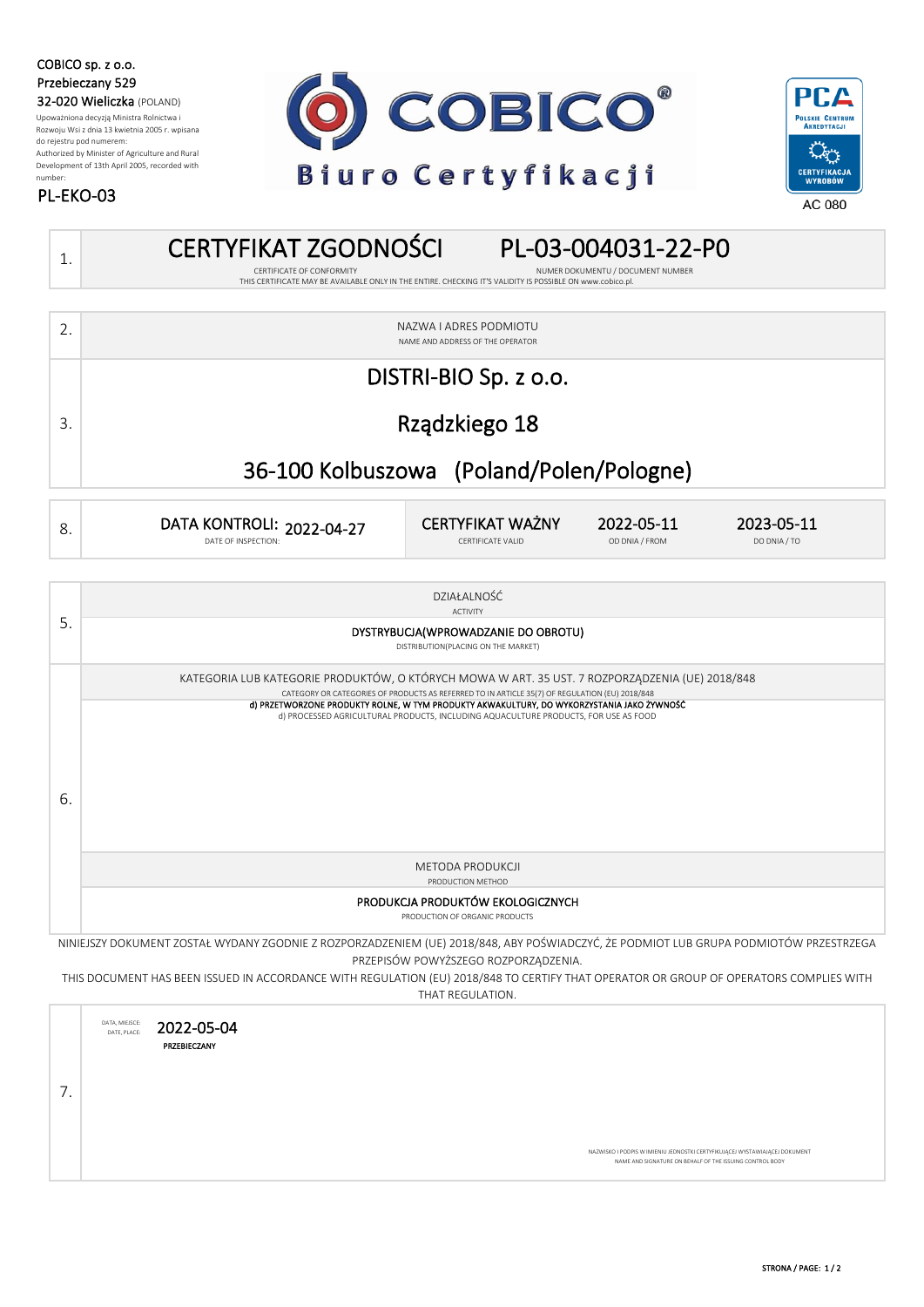COBICO sp. z o.o.
Przebieczany 529
32-020 Wieliczka (POLAND)
Upoważniona decyzją Ministra Rolnictwa i Rozwoju Wsi z dnia 13 kwietnia 2005 r. wpisana do rejestru pod numerem:
Authorized by Minister of Agriculture and Rural Development of 13th April 2005, recorded with number:

PL-EKO-03

COBICO® Biuro Certyfikacji

PCA Polskie Centrum Akredytacji — Certyfikacja Wyrobów — AC 080

| | |
|---|---|
| 1. | **CERTYFIKAT ZGODNOŚCI** / CERTIFICATE OF CONFORMITY — **PL-03-004031-22-P0** NUMER DOKUMENTU / DOCUMENT NUMBER<br>THIS CERTIFICATE MAY BE AVAILABLE ONLY IN THE ENTIRE. CHECKING IT'S VALIDITY IS POSSIBLE ON www.cobico.pl. |

| | |
|---|---|
| 2. | NAZWA I ADRES PODMIOTU<br>NAME AND ADDRESS OF THE OPERATOR |
| 3. | DISTRI-BIO Sp. z o.o.<br>Rządzkiego 18<br>36-100 Kolbuszowa (Poland/Polen/Pologne) |

| | | | | |
|---|---|---|---|---|
| 8. | DATA KONTROLI: / DATE OF INSPECTION: 2022-04-27 | CERTYFIKAT WAŻNY / CERTIFICATE VALID | 2022-05-11<br>OD DNIA / FROM | 2023-05-11<br>DO DNIA / TO |

| | |
|---|---|
| 5. | DZIAŁALNOŚĆ<br>ACTIVITY |
| | **DYSTRYBUCJA(WPROWADZANIE DO OBROTU)**<br>DISTRIBUTION(PLACING ON THE MARKET) |
| 6. | KATEGORIA LUB KATEGORIE PRODUKTÓW, O KTÓRYCH MOWA W ART. 35 UST. 7 ROZPORZĄDZENIA (UE) 2018/848<br>CATEGORY OR CATEGORIES OF PRODUCTS AS REFERRED TO IN ARTICLE 35(7) OF REGULATION (EU) 2018/848 |
| | **d) PRZETWORZONE PRODUKTY ROLNE, W TYM PRODUKTY AKWAKULTURY, DO WYKORZYSTANIA JAKO ŻYWNOŚĆ**<br>d) PROCESSED AGRICULTURAL PRODUCTS, INCLUDING AQUACULTURE PRODUCTS, FOR USE AS FOOD |
| | METODA PRODUKCJI<br>PRODUCTION METHOD |
| | **PRODUKCJA PRODUKTÓW EKOLOGICZNYCH**<br>PRODUCTION OF ORGANIC PRODUCTS |

NINIEJSZY DOKUMENT ZOSTAŁ WYDANY ZGODNIE Z ROZPORZADZENIEM (UE) 2018/848, ABY POŚWIADCZYĆ, ŻE PODMIOT LUB GRUPA PODMIOTÓW PRZESTRZEGA PRZEPISÓW POWYŻSZEGO ROZPORZĄDZENIA.

THIS DOCUMENT HAS BEEN ISSUED IN ACCORDANCE WITH REGULATION (EU) 2018/848 TO CERTIFY THAT OPERATOR OR GROUP OF OPERATORS COMPLIES WITH THAT REGULATION.

| | |
|---|---|
| 7. | DATA, MIEJSCE: / DATE, PLACE: 2022-05-04<br>PRZEBIECZANY<br><br>NAZWISKO I PODPIS W IMIENIU JEDNOSTKI CERTYFIKUJĄCEJ WYSTAWIAJĄCEJ DOKUMENT<br>NAME AND SIGNATURE ON BEHALF OF THE ISSUING CONTROL BODY |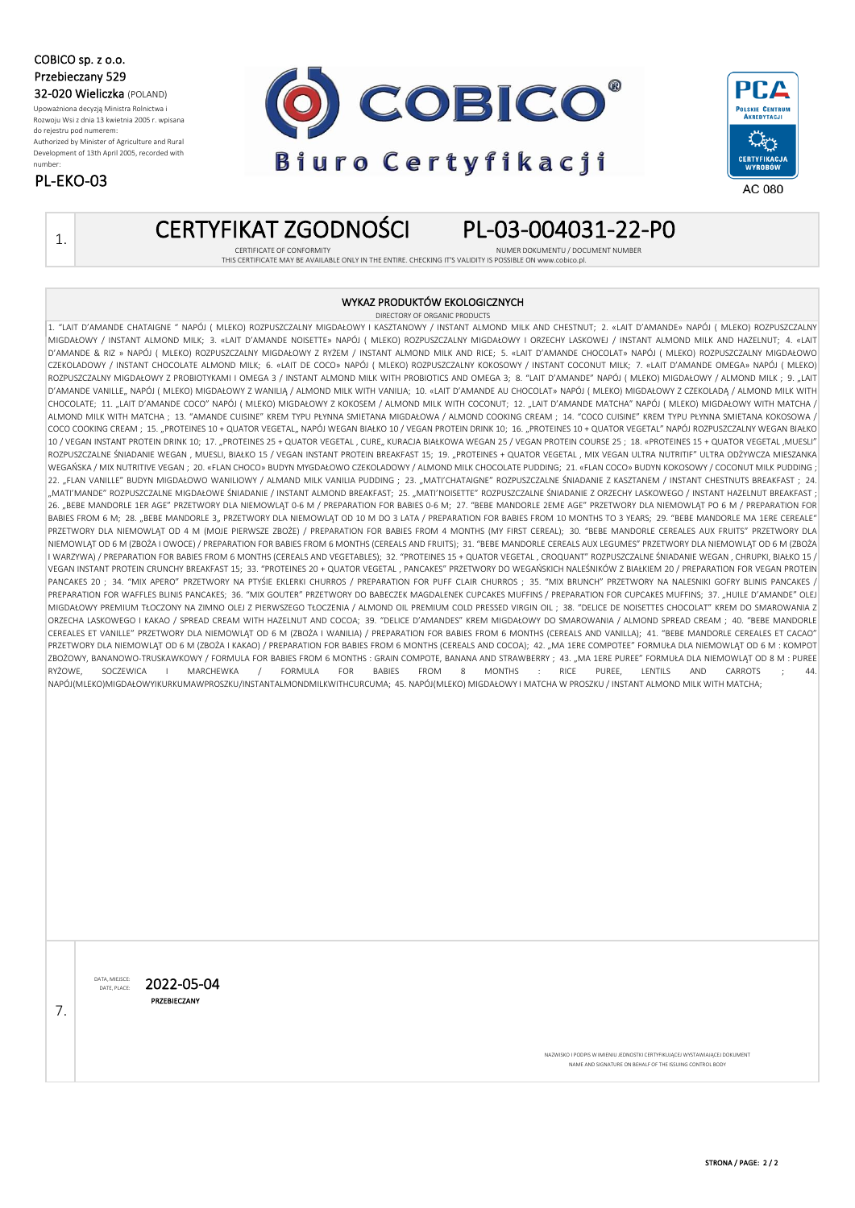COBICO sp. z o.o.
Przebieczany 529
32-020 Wieliczka (POLAND)

Upoważniona decyzją Ministra Rolnictwa i Rozwoju Wsi z dnia 13 kwietnia 2005 r. wpisana do rejestru pod numerem:
Authorized by Minister of Agriculture and Rural Development of 13th April 2005, recorded with number:

PL-EKO-03

COBICO® Biuro Certyfikacji

PCA Polskie Centrum Akredytacji CERTYFIKACJA WYROBÓW AC 080

1.

# CERTYFIKAT ZGODNOŚCI PL-03-004031-22-P0

CERTIFICATE OF CONFORMITY — NUMER DOKUMENTU / DOCUMENT NUMBER

THIS CERTIFICATE MAY BE AVAILABLE ONLY IN THE ENTIRE. CHECKING IT'S VALIDITY IS POSSIBLE ON www.cobico.pl.

## WYKAZ PRODUKTÓW EKOLOGICZNYCH

DIRECTORY OF ORGANIC PRODUCTS

1. "LAIT D'AMANDE CHATAIGNE " NAPÓJ ( MLEKO) ROZPUSZCZALNY MIGDAŁOWY I KASZTANOWY / INSTANT ALMOND MILK AND CHESTNUT; 2. «LAIT D'AMANDE» NAPÓJ ( MLEKO) ROZPUSZCZALNY MIGDAŁOWY / INSTANT ALMOND MILK; 3. «LAIT D'AMANDE NOISETTE» NAPÓJ ( MLEKO) ROZPUSZCZALNY MIGDAŁOWY I ORZECHY LASKOWEJ / INSTANT ALMOND MILK AND HAZELNUT; 4. «LAIT D'AMANDE & RIZ » NAPÓJ ( MLEKO) ROZPUSZCZALNY MIGDAŁOWY Z RYŻEM / INSTANT ALMOND MILK AND RICE; 5. «LAIT D'AMANDE CHOCOLAT» NAPÓJ ( MLEKO) ROZPUSZCZALNY MIGDAŁOWO CZEKOLADOWY / INSTANT CHOCOLATE ALMOND MILK; 6. «LAIT DE COCO» NAPÓJ ( MLEKO) ROZPUSZCZALNY KOKOSOWY / INSTANT COCONUT MILK; 7. «LAIT D'AMANDE OMEGA» NAPÓJ ( MLEKO) ROZPUSZCZALNY MIGDAŁOWY Z PROBIOTYKAMI I OMEGA 3 / INSTANT ALMOND MILK WITH PROBIOTICS AND OMEGA 3; 8. "LAIT D'AMANDE" NAPÓJ ( MLEKO) MIGDAŁOWY / ALMOND MILK ; 9. „LAIT D'AMANDE VANILLE„ NAPÓJ ( MLEKO) MIGDAŁOWY Z WANILIĄ / ALMOND MILK WITH VANILIA; 10. «LAIT D'AMANDE AU CHOCOLAT» NAPÓJ ( MLEKO) MIGDAŁOWY Z CZEKOLADĄ / ALMOND MILK WITH CHOCOLATE; 11. „LAIT D'AMANDE COCO" NAPÓJ ( MLEKO) MIGDAŁOWY Z KOKOSEM / ALMOND MILK WITH COCONUT; 12. „LAIT D'AMANDE MATCHA" NAPÓJ ( MLEKO) MIGDAŁOWY WITH MATCHA / ALMOND MILK WITH MATCHA ; 13. "AMANDE CUISINE" KREM TYPU PŁYNNA SMIETANA MIGDAŁOWA / ALMOND COOKING CREAM ; 14. "COCO CUISINE" KREM TYPU PŁYNNA SMIETANA KOKOSOWA / COCO COOKING CREAM ; 15. „PROTEINES 10 + QUATOR VEGETAL„ NAPÓJ WEGAN BIAŁKO 10 / VEGAN PROTEIN DRINK 10; 16. „PROTEINES 10 + QUATOR VEGETAL" NAPÓJ ROZPUSZCZALNY WEGAN BIAŁKO 10 / VEGAN INSTANT PROTEIN DRINK 10; 17. „PROTEINES 25 + QUATOR VEGETAL , CURE„ KURACJA BIAŁKOWA WEGAN 25 / VEGAN PROTEIN COURSE 25 ; 18. «PROTEINES 15 + QUATOR VEGETAL ,MUESLI" ROZPUSZCZALNE ŚNIADANIE WEGAN , MUESLI, BIAŁKO 15 / VEGAN INSTANT PROTEIN BREAKFAST 15; 19. „PROTEINES + QUATOR VEGETAL , MIX VEGAN ULTRA NUTRITIF" ULTRA ODŻYWCZA MIESZANKA WEGAŃSKA / MIX NUTRITIVE VEGAN ; 20. «FLAN CHOCO» BUDYN MYGDAŁOWO CZEKOLADOWY / ALMOND MILK CHOCOLATE PUDDING; 21. «FLAN COCO» BUDYN KOKOSOWY / COCONUT MILK PUDDING ; 22. „FLAN VANILLE" BUDYN MIGDAŁOWO WANILIOWY / ALMAND MILK VANILIA PUDDING ; 23. „MATI'CHATAIGNE" ROZPUSZCZALNE ŚNIADANIE Z KASZTANEM / INSTANT CHESTNUTS BREAKFAST ; 24. „MATI'MANDE" ROZPUSZCZALNE MIGDAŁOWE ŚNIADANIE / INSTANT ALMOND BREAKFAST; 25. „MATI'NOISETTE" ROZPUSZCZALNE ŚNIADANIE Z ORZECHY LASKOWEGO / INSTANT HAZELNUT BREAKFAST ; 26. „BEBE MANDORLE 1ER AGE" PRZETWORY DLA NIEMOWLĄT 0-6 M / PREPARATION FOR BABIES 0-6 M; 27. "BEBE MANDORLE 2EME AGE" PRZETWORY DLA NIEMOWLĄT PO 6 M / PREPARATION FOR BABIES FROM 6 M; 28. „BEBE MANDORLE 3„ PRZETWORY DLA NIEMOWLĄT OD 10 M DO 3 LATA / PREPARATION FOR BABIES FROM 10 MONTHS TO 3 YEARS; 29. "BEBE MANDORLE MA 1ERE CEREALE" PRZETWORY DLA NIEMOWLĄT OD 4 M (MOJE PIERWSZE ZBOŻE) / PREPARATION FOR BABIES FROM 4 MONTHS (MY FIRST CEREAL); 30. "BEBE MANDORLE CEREALES AUX FRUITS" PRZETWORY DLA NIEMOWLĄT OD 6 M (ZBOŻA I OWOCE) / PREPARATION FOR BABIES FROM 6 MONTHS (CEREALS AND FRUITS); 31. "BEBE MANDORLE CEREALS AUX LEGUMES" PRZETWORY DLA NIEMOWLĄT OD 6 M (ZBOŻA I WARZYWA) / PREPARATION FOR BABIES FROM 6 MONTHS (CEREALS AND VEGETABLES); 32. "PROTEINES 15 + QUATOR VEGETAL , CROQUANT" ROZPUSZCZALNE ŚNIADANIE WEGAN , CHRUPKI, BIAŁKO 15 / VEGAN INSTANT PROTEIN CRUNCHY BREAKFAST 15; 33. "PROTEINES 20 + QUATOR VEGETAL , PANCAKES" PRZETWORY DO WEGAŃSKICH NALEŚNIKÓW Z BIAŁKIEM 20 / PREPARATION FOR VEGAN PROTEIN PANCAKES 20 ; 34. "MIX APERO" PRZETWORY NA PTYŚIE EKLERKI CHURROS / PREPARATION FOR PUFF CLAIR CHURROS ; 35. "MIX BRUNCH" PRZETWORY NA NALESNIKI GOFRY BLINIS PANCAKES / PREPARATION FOR WAFFLES BLINIS PANCAKES; 36. "MIX GOUTER" PRZETWORY DO BABECZEK MAGDALENEK CUPCAKES MUFFINS / PREPARATION FOR CUPCAKES MUFFINS; 37. „HUILE D'AMANDE" OLEJ MIGDAŁOWY PREMIUM TŁOCZONY NA ZIMNO OLEJ Z PIERWSZEGO TŁOCZENIA / ALMOND OIL PREMIUM COLD PRESSED VIRGIN OIL ; 38. "DELICE DE NOISETTES CHOCOLAT" KREM DO SMAROWANIA Z ORZECHA LASKOWEGO I KAKAO / SPREAD CREAM WITH HAZELNUT AND COCOA; 39. "DELICE D'AMANDES" KREM MIGDAŁOWY DO SMAROWANIA / ALMOND SPREAD CREAM ; 40. "BEBE MANDORLE CEREALES ET VANILLE" PRZETWORY DLA NIEMOWLĄT OD 6 M (ZBOŻA I WANILIA) / PREPARATION FOR BABIES FROM 6 MONTHS (CEREALS AND VANILLA); 41. "BEBE MANDORLE CEREALES ET CACAO" PRZETWORY DLA NIEMOWLĄT OD 6 M (ZBOŻA I KAKAO) / PREPARATION FOR BABIES FROM 6 MONTHS (CEREALS AND COCOA); 42. „MA 1ERE COMPOTEE" FORMUŁA DLA NIEMOWLĄT OD 6 M : KOMPOT ZBOŻOWY, BANANOWO-TRUSKAWKOWY / FORMULA FOR BABIES FROM 6 MONTHS : GRAIN COMPOTE, BANANA AND STRAWBERRY ; 43. „MA 1ERE PUREE" FORMUŁA DLA NIEMOWLĄT OD 8 M : PUREE RYŻOWE, SOCZEWICA I MARCHEWKA / FORMULA FOR BABIES FROM 8 MONTHS : RICE PUREE, LENTILS AND CARROTS ; 44. NAPÓJ(MLEKO)MIGDAŁOWYIKURKUMAWPROSZKU/INSTANTALMONDMILKWITHCURCUMA; 45. NAPÓJ(MLEKO) MIGDAŁOWY I MATCHA W PROSZKU / INSTANT ALMOND MILK WITH MATCHA;

7.

DATA, MIEJSCE: / DATE, PLACE: 2022-05-04
PRZEBIECZANY

NAZWISKO I PODPIS W IMIENIU JEDNOSTKI CERTYFIKUJĄCEJ WYSTAWIAJĄCEJ DOKUMENT
NAME AND SIGNATURE ON BEHALF OF THE ISSUING CONTROL BODY